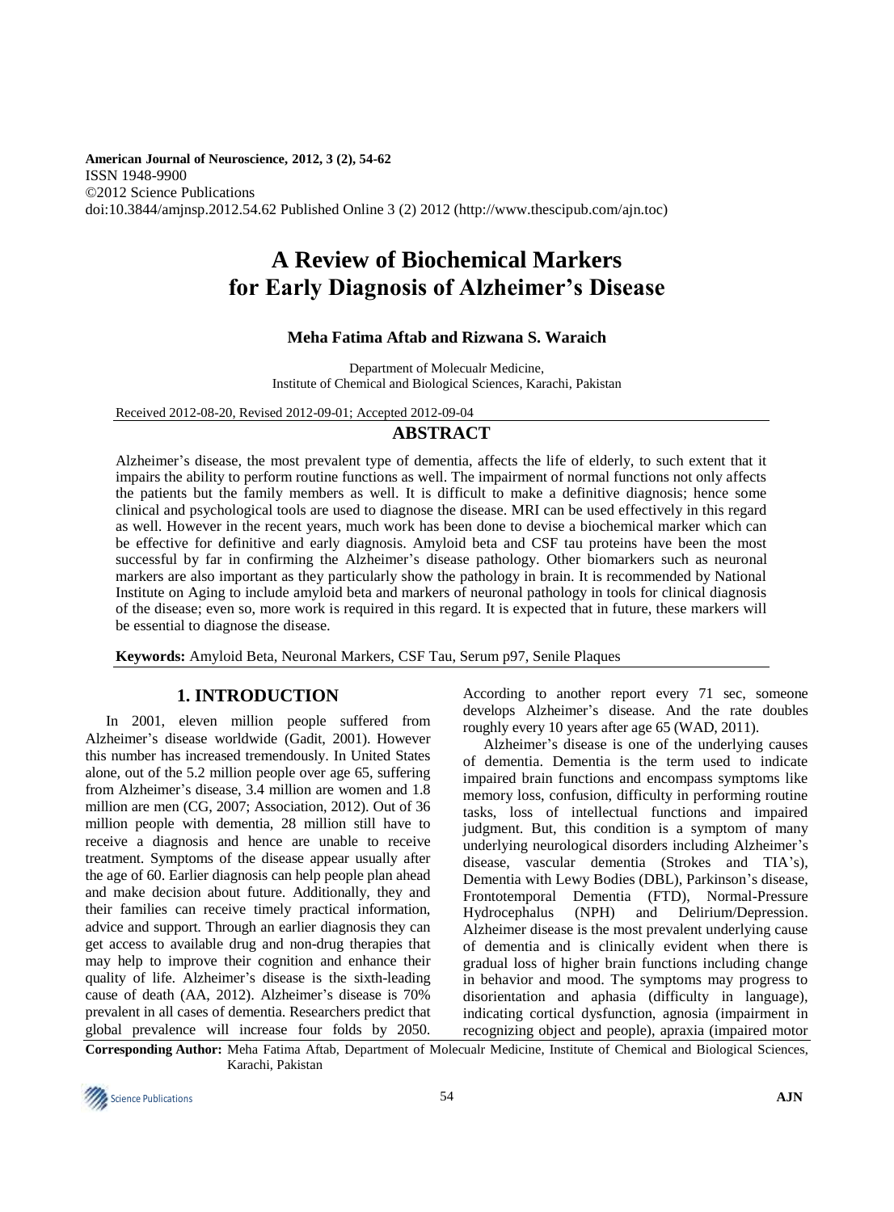**American Journal of Neuroscience, 2012, 3 (2), 54-62**
ISSN 1948-9900
©2012 Science Publications
doi:10.3844/amjnsp.2012.54.62 Published Online 3 (2) 2012 (http://www.thescipub.com/ajn.toc)

# A Review of Biochemical Markers for Early Diagnosis of Alzheimer's Disease

**Meha Fatima Aftab and Rizwana S. Waraich**

Department of Molecualr Medicine,
Institute of Chemical and Biological Sciences, Karachi, Pakistan

Received 2012-08-20, Revised 2012-09-01; Accepted 2012-09-04

## ABSTRACT

Alzheimer's disease, the most prevalent type of dementia, affects the life of elderly, to such extent that it impairs the ability to perform routine functions as well. The impairment of normal functions not only affects the patients but the family members as well. It is difficult to make a definitive diagnosis; hence some clinical and psychological tools are used to diagnose the disease. MRI can be used effectively in this regard as well. However in the recent years, much work has been done to devise a biochemical marker which can be effective for definitive and early diagnosis. Amyloid beta and CSF tau proteins have been the most successful by far in confirming the Alzheimer's disease pathology. Other biomarkers such as neuronal markers are also important as they particularly show the pathology in brain. It is recommended by National Institute on Aging to include amyloid beta and markers of neuronal pathology in tools for clinical diagnosis of the disease; even so, more work is required in this regard. It is expected that in future, these markers will be essential to diagnose the disease.

**Keywords:** Amyloid Beta, Neuronal Markers, CSF Tau, Serum p97, Senile Plaques

## 1. INTRODUCTION

In 2001, eleven million people suffered from Alzheimer's disease worldwide (Gadit, 2001). However this number has increased tremendously. In United States alone, out of the 5.2 million people over age 65, suffering from Alzheimer's disease, 3.4 million are women and 1.8 million are men (CG, 2007; Association, 2012). Out of 36 million people with dementia, 28 million still have to receive a diagnosis and hence are unable to receive treatment. Symptoms of the disease appear usually after the age of 60. Earlier diagnosis can help people plan ahead and make decision about future. Additionally, they and their families can receive timely practical information, advice and support. Through an earlier diagnosis they can get access to available drug and non-drug therapies that may help to improve their cognition and enhance their quality of life. Alzheimer's disease is the sixth-leading cause of death (AA, 2012). Alzheimer's disease is 70% prevalent in all cases of dementia. Researchers predict that global prevalence will increase four folds by 2050. According to another report every 71 sec, someone develops Alzheimer's disease. And the rate doubles roughly every 10 years after age 65 (WAD, 2011).

Alzheimer's disease is one of the underlying causes of dementia. Dementia is the term used to indicate impaired brain functions and encompass symptoms like memory loss, confusion, difficulty in performing routine tasks, loss of intellectual functions and impaired judgment. But, this condition is a symptom of many underlying neurological disorders including Alzheimer's disease, vascular dementia (Strokes and TIA's), Dementia with Lewy Bodies (DBL), Parkinson's disease, Frontotemporal Dementia (FTD), Normal-Pressure Hydrocephalus (NPH) and Delirium/Depression. Alzheimer disease is the most prevalent underlying cause of dementia and is clinically evident when there is gradual loss of higher brain functions including change in behavior and mood. The symptoms may progress to disorientation and aphasia (difficulty in language), indicating cortical dysfunction, agnosia (impairment in recognizing object and people), apraxia (impaired motor

**Corresponding Author:** Meha Fatima Aftab, Department of Molecualr Medicine, Institute of Chemical and Biological Sciences, Karachi, Pakistan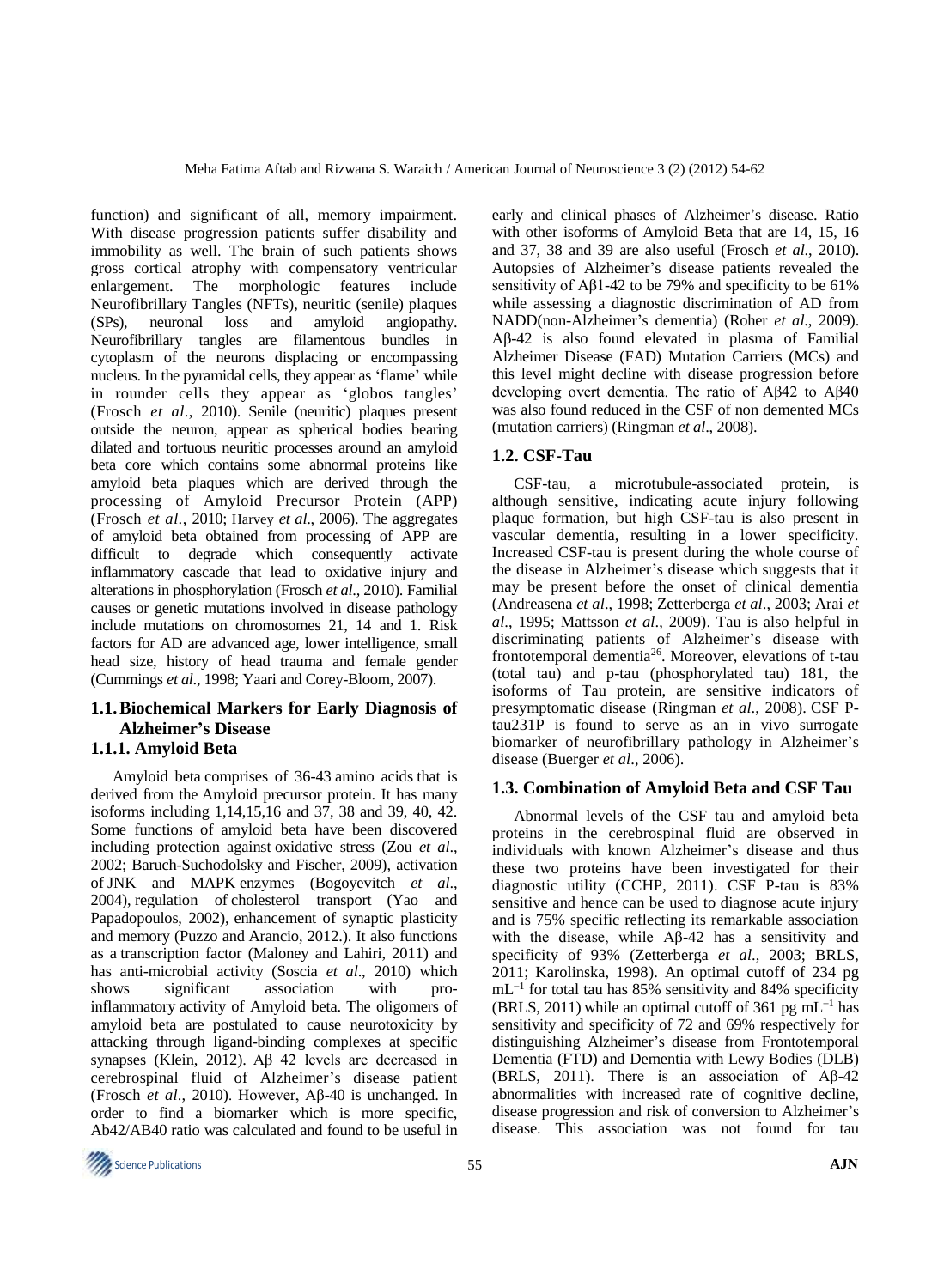function) and significant of all, memory impairment. With disease progression patients suffer disability and immobility as well. The brain of such patients shows gross cortical atrophy with compensatory ventricular enlargement. The morphologic features include Neurofibrillary Tangles (NFTs), neuritic (senile) plaques (SPs), neuronal loss and amyloid angiopathy. Neurofibrillary tangles are filamentous bundles in cytoplasm of the neurons displacing or encompassing nucleus. In the pyramidal cells, they appear as 'flame' while in rounder cells they appear as 'globos tangles' (Frosch *et al*., 2010). Senile (neuritic) plaques present outside the neuron, appear as spherical bodies bearing dilated and tortuous neuritic processes around an amyloid beta core which contains some abnormal proteins like amyloid beta plaques which are derived through the processing of Amyloid Precursor Protein (APP) (Frosch *et al*., 2010; Harvey *et al*., 2006). The aggregates of amyloid beta obtained from processing of APP are difficult to degrade which consequently activate inflammatory cascade that lead to oxidative injury and alterations in phosphorylation (Frosch *et al*., 2010). Familial causes or genetic mutations involved in disease pathology include mutations on chromosomes 21, 14 and 1. Risk factors for AD are advanced age, lower intelligence, small head size, history of head trauma and female gender (Cummings *et al*., 1998; Yaari and Corey-Bloom, 2007).

### 1.1. Biochemical Markers for Early Diagnosis of Alzheimer's Disease

#### 1.1.1. Amyloid Beta

Amyloid beta comprises of 36-43 amino acids that is derived from the Amyloid precursor protein. It has many isoforms including 1,14,15,16 and 37, 38 and 39, 40, 42. Some functions of amyloid beta have been discovered including protection against oxidative stress (Zou *et al*., 2002; Baruch-Suchodolsky and Fischer, 2009), activation of JNK and MAPK enzymes (Bogoyevitch *et al*., 2004), regulation of cholesterol transport (Yao and Papadopoulos, 2002), enhancement of synaptic plasticity and memory (Puzzo and Arancio, 2012.). It also functions as a transcription factor (Maloney and Lahiri, 2011) and has anti-microbial activity (Soscia *et al*., 2010) which shows significant association with pro-inflammatory activity of Amyloid beta. The oligomers of amyloid beta are postulated to cause neurotoxicity by attacking through ligand-binding complexes at specific synapses (Klein, 2012). Aβ 42 levels are decreased in cerebrospinal fluid of Alzheimer's disease patient (Frosch *et al*., 2010). However, Aβ-40 is unchanged. In order to find a biomarker which is more specific, Ab42/AB40 ratio was calculated and found to be useful in early and clinical phases of Alzheimer's disease. Ratio with other isoforms of Amyloid Beta that are 14, 15, 16 and 37, 38 and 39 are also useful (Frosch *et al*., 2010). Autopsies of Alzheimer's disease patients revealed the sensitivity of Aβ1-42 to be 79% and specificity to be 61% while assessing a diagnostic discrimination of AD from NADD(non-Alzheimer's dementia) (Roher *et al*., 2009). Aβ-42 is also found elevated in plasma of Familial Alzheimer Disease (FAD) Mutation Carriers (MCs) and this level might decline with disease progression before developing overt dementia. The ratio of Aβ42 to Aβ40 was also found reduced in the CSF of non demented MCs (mutation carriers) (Ringman *et al*., 2008).

### 1.2. CSF-Tau

CSF-tau, a microtubule-associated protein, is although sensitive, indicating acute injury following plaque formation, but high CSF-tau is also present in vascular dementia, resulting in a lower specificity. Increased CSF-tau is present during the whole course of the disease in Alzheimer's disease which suggests that it may be present before the onset of clinical dementia (Andreasena *et al*., 1998; Zetterberga *et al*., 2003; Arai *et al*., 1995; Mattsson *et al*., 2009). Tau is also helpful in discriminating patients of Alzheimer's disease with frontotemporal dementia[26]. Moreover, elevations of t-tau (total tau) and p-tau (phosphorylated tau) 181, the isoforms of Tau protein, are sensitive indicators of presymptomatic disease (Ringman *et al*., 2008). CSF P-tau231P is found to serve as an in vivo surrogate biomarker of neurofibrillary pathology in Alzheimer's disease (Buerger *et al*., 2006).

### 1.3. Combination of Amyloid Beta and CSF Tau

Abnormal levels of the CSF tau and amyloid beta proteins in the cerebrospinal fluid are observed in individuals with known Alzheimer's disease and thus these two proteins have been investigated for their diagnostic utility (CCHP, 2011). CSF P-tau is 83% sensitive and hence can be used to diagnose acute injury and is 75% specific reflecting its remarkable association with the disease, while Aβ-42 has a sensitivity and specificity of 93% (Zetterberga *et al*., 2003; BRLS, 2011; Karolinska, 1998). An optimal cutoff of 234 pg $mL^{-1}$ for total tau has 85% sensitivity and 84% specificity (BRLS, 2011) while an optimal cutoff of 361 pg $mL^{-1}$ has sensitivity and specificity of 72 and 69% respectively for distinguishing Alzheimer's disease from Frontotemporal Dementia (FTD) and Dementia with Lewy Bodies (DLB) (BRLS, 2011). There is an association of Aβ-42 abnormalities with increased rate of cognitive decline, disease progression and risk of conversion to Alzheimer's disease. This association was not found for tau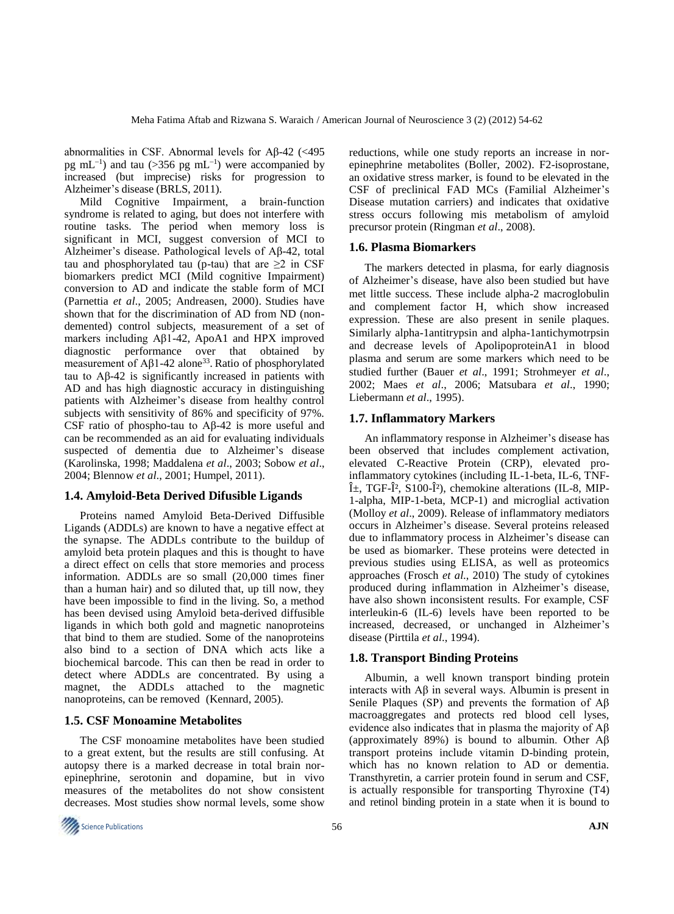abnormalities in CSF. Abnormal levels for Aβ-42 (<495 pg mL$^{-1}$) and tau (>356 pg mL$^{-1}$) were accompanied by increased (but imprecise) risks for progression to Alzheimer's disease (BRLS, 2011).

Mild Cognitive Impairment, a brain-function syndrome is related to aging, but does not interfere with routine tasks. The period when memory loss is significant in MCI, suggest conversion of MCI to Alzheimer's disease. Pathological levels of Aβ-42, total tau and phosphorylated tau (p-tau) that are ≥2 in CSF biomarkers predict MCI (Mild cognitive Impairment) conversion to AD and indicate the stable form of MCI (Parnettia *et al*., 2005; Andreasen, 2000). Studies have shown that for the discrimination of AD from ND (non-demented) control subjects, measurement of a set of markers including Aβ1-42, ApoA1 and HPX improved diagnostic performance over that obtained by measurement of Aβ1-42 alone[33]. Ratio of phosphorylated tau to Aβ-42 is significantly increased in patients with AD and has high diagnostic accuracy in distinguishing patients with Alzheimer's disease from healthy control subjects with sensitivity of 86% and specificity of 97%. CSF ratio of phospho-tau to Aβ-42 is more useful and can be recommended as an aid for evaluating individuals suspected of dementia due to Alzheimer's disease (Karolinska, 1998; Maddalena *et al*., 2003; Sobow *et al*., 2004; Blennow *et al*., 2001; Humpel, 2011).

## 1.4. Amyloid-Beta Derived Difusible Ligands

Proteins named Amyloid Beta-Derived Diffusible Ligands (ADDLs) are known to have a negative effect at the synapse. The ADDLs contribute to the buildup of amyloid beta protein plaques and this is thought to have a direct effect on cells that store memories and process information. ADDLs are so small (20,000 times finer than a human hair) and so diluted that, up till now, they have been impossible to find in the living. So, a method has been devised using Amyloid beta-derived diffusible ligands in which both gold and magnetic nanoproteins that bind to them are studied. Some of the nanoproteins also bind to a section of DNA which acts like a biochemical barcode. This can then be read in order to detect where ADDLs are concentrated. By using a magnet, the ADDLs attached to the magnetic nanoproteins, can be removed (Kennard, 2005).

## 1.5. CSF Monoamine Metabolites

The CSF monoamine metabolites have been studied to a great extent, but the results are still confusing. At autopsy there is a marked decrease in total brain nor-epinephrine, serotonin and dopamine, but in vivo measures of the metabolites do not show consistent decreases. Most studies show normal levels, some show reductions, while one study reports an increase in nor-epinephrine metabolites (Boller, 2002). F2-isoprostane, an oxidative stress marker, is found to be elevated in the CSF of preclinical FAD MCs (Familial Alzheimer's Disease mutation carriers) and indicates that oxidative stress occurs following mis metabolism of amyloid precursor protein (Ringman *et al*., 2008).

## 1.6. Plasma Biomarkers

The markers detected in plasma, for early diagnosis of Alzheimer's disease, have also been studied but have met little success. These include alpha-2 macroglobulin and complement factor H, which show increased expression. These are also present in senile plaques. Similarly alpha-1antitrypsin and alpha-1antichymotrpsin and decrease levels of ApolipoproteinA1 in blood plasma and serum are some markers which need to be studied further (Bauer *et al*., 1991; Strohmeyer *et al*., 2002; Maes *et al*., 2006; Matsubara *et al*., 1990; Liebermann *et al*., 1995).

## 1.7. Inflammatory Markers

An inflammatory response in Alzheimer's disease has been observed that includes complement activation, elevated C-Reactive Protein (CRP), elevated pro-inflammatory cytokines (including IL-1-beta, IL-6, TNF-Î±, TGF-Î², S100-Î²), chemokine alterations (IL-8, MIP-1-alpha, MIP-1-beta, MCP-1) and microglial activation (Molloy *et al*., 2009). Release of inflammatory mediators occurs in Alzheimer's disease. Several proteins released due to inflammatory process in Alzheimer's disease can be used as biomarker. These proteins were detected in previous studies using ELISA, as well as proteomics approaches (Frosch *et al*., 2010) The study of cytokines produced during inflammation in Alzheimer's disease, have also shown inconsistent results. For example, CSF interleukin-6 (IL-6) levels have been reported to be increased, decreased, or unchanged in Alzheimer's disease (Pirttila *et al*., 1994).

## 1.8. Transport Binding Proteins

Albumin, a well known transport binding protein interacts with Aβ in several ways. Albumin is present in Senile Plaques (SP) and prevents the formation of Aβ macroaggregates and protects red blood cell lyses, evidence also indicates that in plasma the majority of Aβ (approximately 89%) is bound to albumin. Other Aβ transport proteins include vitamin D-binding protein, which has no known relation to AD or dementia. Transthyretin, a carrier protein found in serum and CSF, is actually responsible for transporting Thyroxine (T4) and retinol binding protein in a state when it is bound to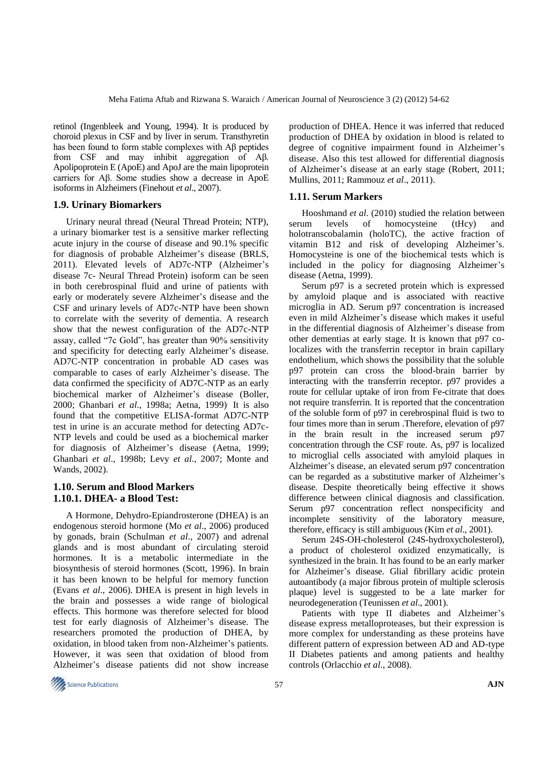retinol (Ingenbleek and Young, 1994). It is produced by choroid plexus in CSF and by liver in serum. Transthyretin has been found to form stable complexes with Aβ peptides from CSF and may inhibit aggregation of Aβ. Apolipoprotein E (ApoE) and ApoJ are the main lipoprotein carriers for Aβ. Some studies show a decrease in ApoE isoforms in Alzheimers (Finehout *et al*., 2007).

### 1.9. Urinary Biomarkers

Urinary neural thread (Neural Thread Protein; NTP), a urinary biomarker test is a sensitive marker reflecting acute injury in the course of disease and 90.1% specific for diagnosis of probable Alzheimer's disease (BRLS, 2011). Elevated levels of AD7c-NTP (Alzheimer's disease 7c- Neural Thread Protein) isoform can be seen in both cerebrospinal fluid and urine of patients with early or moderately severe Alzheimer's disease and the CSF and urinary levels of AD7c-NTP have been shown to correlate with the severity of dementia. A research show that the newest configuration of the AD7c-NTP assay, called "7c Gold", has greater than 90% sensitivity and specificity for detecting early Alzheimer's disease. AD7C-NTP concentration in probable AD cases was comparable to cases of early Alzheimer's disease. The data confirmed the specificity of AD7C-NTP as an early biochemical marker of Alzheimer's disease (Boller, 2000; Ghanbari *et al*., 1998a; Aetna, 1999). It is also found that the competitive ELISA-format AD7C-NTP test in urine is an accurate method for detecting AD7c-NTP levels and could be used as a biochemical marker for diagnosis of Alzheimer's disease (Aetna, 1999; Ghanbari *et al*., 1998b; Levy *et al*., 2007; Monte and Wands, 2002).

### 1.10. Serum and Blood Markers

#### 1.10.1. DHEA- a Blood Test:

A Hormone, Dehydro-Epiandrosterone (DHEA) is an endogenous steroid hormone (Mo *et al*., 2006) produced by gonads, brain (Schulman *et al*., 2007) and adrenal glands and is most abundant of circulating steroid hormones. It is a metabolic intermediate in the biosynthesis of steroid hormones (Scott, 1996). In brain it has been known to be helpful for memory function (Evans *et al*., 2006). DHEA is present in high levels in the brain and possesses a wide range of biological effects. This hormone was therefore selected for blood test for early diagnosis of Alzheimer's disease. The researchers promoted the production of DHEA, by oxidation, in blood taken from non-Alzheimer's patients. However, it was seen that oxidation of blood from Alzheimer's disease patients did not show increase production of DHEA. Hence it was inferred that reduced production of DHEA by oxidation in blood is related to degree of cognitive impairment found in Alzheimer's disease. Also this test allowed for differential diagnosis of Alzheimer's disease at an early stage (Robert, 2011; Mullins, 2011; Rammouz *et al*., 2011).

### 1.11. Serum Markers

Hooshmand *et al*. (2010) studied the relation between serum levels of homocysteine (tHcy) and holotranscobalamin (holoTC), the active fraction of vitamin B12 and risk of developing Alzheimer's. Homocysteine is one of the biochemical tests which is included in the policy for diagnosing Alzheimer's disease (Aetna, 1999).

Serum p97 is a secreted protein which is expressed by amyloid plaque and is associated with reactive microglia in AD. Serum p97 concentration is increased even in mild Alzheimer's disease which makes it useful in the differential diagnosis of Alzheimer's disease from other dementias at early stage. It is known that p97 co-localizes with the transferrin receptor in brain capillary endothelium, which shows the possibility that the soluble p97 protein can cross the blood-brain barrier by interacting with the transferrin receptor. p97 provides a route for cellular uptake of iron from Fe-citrate that does not require transferrin. It is reported that the concentration of the soluble form of p97 in cerebrospinal fluid is two to four times more than in serum .Therefore, elevation of p97 in the brain result in the increased serum p97 concentration through the CSF route. As, p97 is localized to microglial cells associated with amyloid plaques in Alzheimer's disease, an elevated serum p97 concentration can be regarded as a substitutive marker of Alzheimer's disease. Despite theoretically being effective it shows difference between clinical diagnosis and classification. Serum p97 concentration reflect nonspecificity and incomplete sensitivity of the laboratory measure, therefore, efficacy is still ambiguous (Kim *et al*., 2001).

Serum 24S-OH-cholesterol (24S-hydroxycholesterol), a product of cholesterol oxidized enzymatically, is synthesized in the brain. It has found to be an early marker for Alzheimer's disease. Glial fibrillary acidic protein autoantibody (a major fibrous protein of multiple sclerosis plaque) level is suggested to be a late marker for neurodegeneration (Teunissen *et al*., 2001).

Patients with type II diabetes and Alzheimer's disease express metalloproteases, but their expression is more complex for understanding as these proteins have different pattern of expression between AD and AD-type II Diabetes patients and among patients and healthy controls (Orlacchio *et al*., 2008).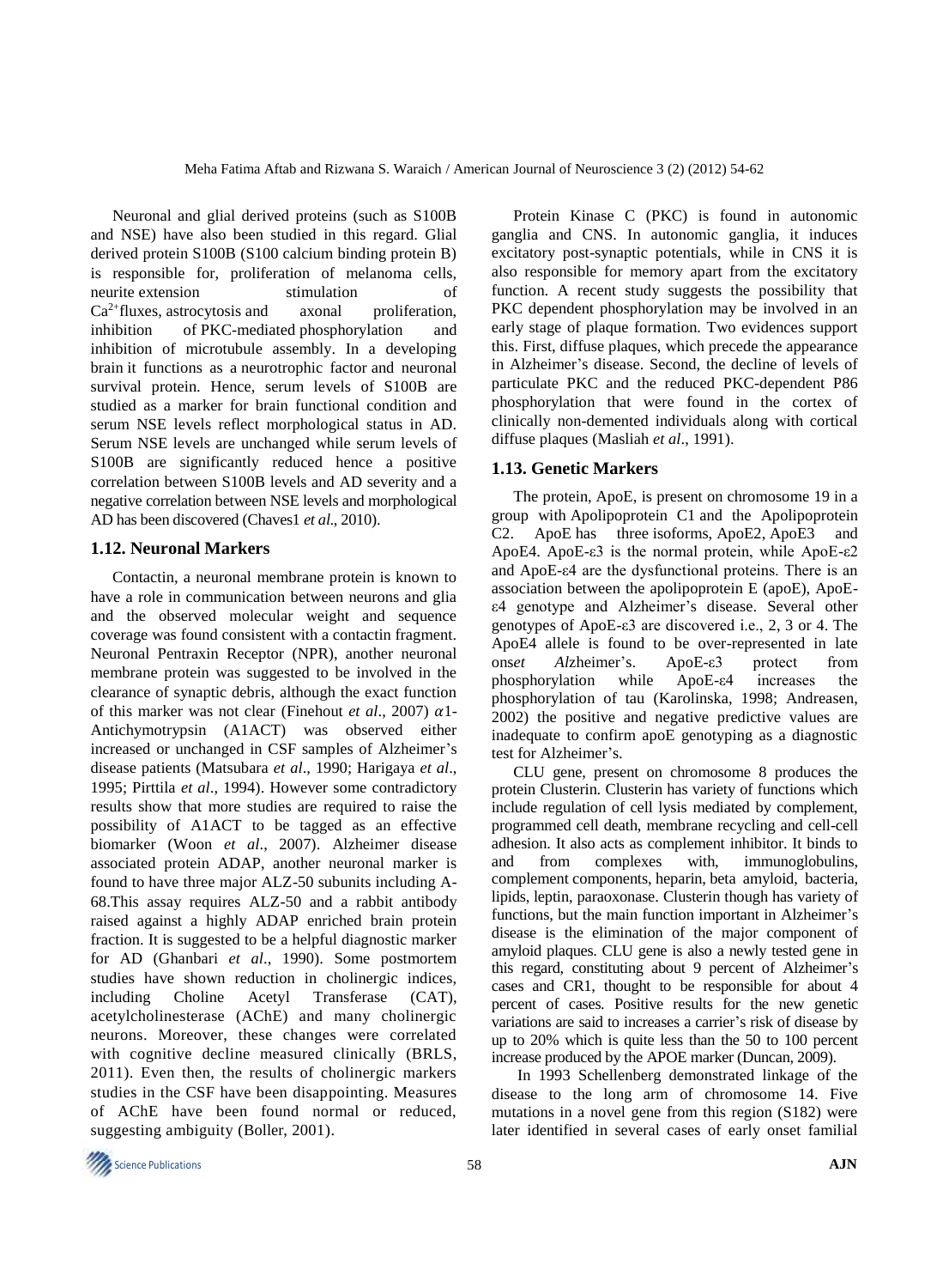Neuronal and glial derived proteins (such as S100B and NSE) have also been studied in this regard. Glial derived protein S100B (S100 calcium binding protein B) is responsible for, proliferation of melanoma cells, neurite extension stimulation of $Ca^{2+}$fluxes, astrocytosis and axonal proliferation, inhibition of PKC-mediated phosphorylation and inhibition of microtubule assembly. In a developing brain it functions as a neurotrophic factor and neuronal survival protein. Hence, serum levels of S100B are studied as a marker for brain functional condition and serum NSE levels reflect morphological status in AD. Serum NSE levels are unchanged while serum levels of S100B are significantly reduced hence a positive correlation between S100B levels and AD severity and a negative correlation between NSE levels and morphological AD has been discovered (Chaves1 *et al*., 2010).

### 1.12. Neuronal Markers

Contactin, a neuronal membrane protein is known to have a role in communication between neurons and glia and the observed molecular weight and sequence coverage was found consistent with a contactin fragment. Neuronal Pentraxin Receptor (NPR), another neuronal membrane protein was suggested to be involved in the clearance of synaptic debris, although the exact function of this marker was not clear (Finehout *et al*., 2007) $\alpha$1-Antichymotrypsin (A1ACT) was observed either increased or unchanged in CSF samples of Alzheimer's disease patients (Matsubara *et al*., 1990; Harigaya *et al*., 1995; Pirttila *et al*., 1994). However some contradictory results show that more studies are required to raise the possibility of A1ACT to be tagged as an effective biomarker (Woon *et al*., 2007). Alzheimer disease associated protein ADAP, another neuronal marker is found to have three major ALZ-50 subunits including A-68.This assay requires ALZ-50 and a rabbit antibody raised against a highly ADAP enriched brain protein fraction. It is suggested to be a helpful diagnostic marker for AD (Ghanbari *et al*., 1990). Some postmortem studies have shown reduction in cholinergic indices, including Choline Acetyl Transferase (CAT), acetylcholinesterase (AChE) and many cholinergic neurons. Moreover, these changes were correlated with cognitive decline measured clinically (BRLS, 2011). Even then, the results of cholinergic markers studies in the CSF have been disappointing. Measures of AChE have been found normal or reduced, suggesting ambiguity (Boller, 2001).

Protein Kinase C (PKC) is found in autonomic ganglia and CNS. In autonomic ganglia, it induces excitatory post-synaptic potentials, while in CNS it is also responsible for memory apart from the excitatory function. A recent study suggests the possibility that PKC dependent phosphorylation may be involved in an early stage of plaque formation. Two evidences support this. First, diffuse plaques, which precede the appearance in Alzheimer's disease. Second, the decline of levels of particulate PKC and the reduced PKC-dependent P86 phosphorylation that were found in the cortex of clinically non-demented individuals along with cortical diffuse plaques (Masliah *et al*., 1991).

### 1.13. Genetic Markers

The protein, ApoE, is present on chromosome 19 in a group with Apolipoprotein C1 and the Apolipoprotein C2. ApoE has three isoforms, ApoE2, ApoE3 and ApoE4. ApoE-ε3 is the normal protein, while ApoE-ε2 and ApoE-ε4 are the dysfunctional proteins. There is an association between the apolipoprotein E (apoE), ApoE-ε4 genotype and Alzheimer's disease. Several other genotypes of ApoE-ε3 are discovered i.e., 2, 3 or 4. The ApoE4 allele is found to be over-represented in late ons*et Al*zheimer's. ApoE-ε3 protect from phosphorylation while ApoE-ε4 increases the phosphorylation of tau (Karolinska, 1998; Andreasen, 2002) the positive and negative predictive values are inadequate to confirm apoE genotyping as a diagnostic test for Alzheimer's.

CLU gene, present on chromosome 8 produces the protein Clusterin. Clusterin has variety of functions which include regulation of cell lysis mediated by complement, programmed cell death, membrane recycling and cell-cell adhesion. It also acts as complement inhibitor. It binds to and from complexes with, immunoglobulins, complement components, heparin, beta amyloid, bacteria, lipids, leptin, paraoxonase. Clusterin though has variety of functions, but the main function important in Alzheimer's disease is the elimination of the major component of amyloid plaques. CLU gene is also a newly tested gene in this regard, constituting about 9 percent of Alzheimer's cases and CR1, thought to be responsible for about 4 percent of cases. Positive results for the new genetic variations are said to increases a carrier's risk of disease by up to 20% which is quite less than the 50 to 100 percent increase produced by the APOE marker (Duncan, 2009).

In 1993 Schellenberg demonstrated linkage of the disease to the long arm of chromosome 14. Five mutations in a novel gene from this region (S182) were later identified in several cases of early onset familial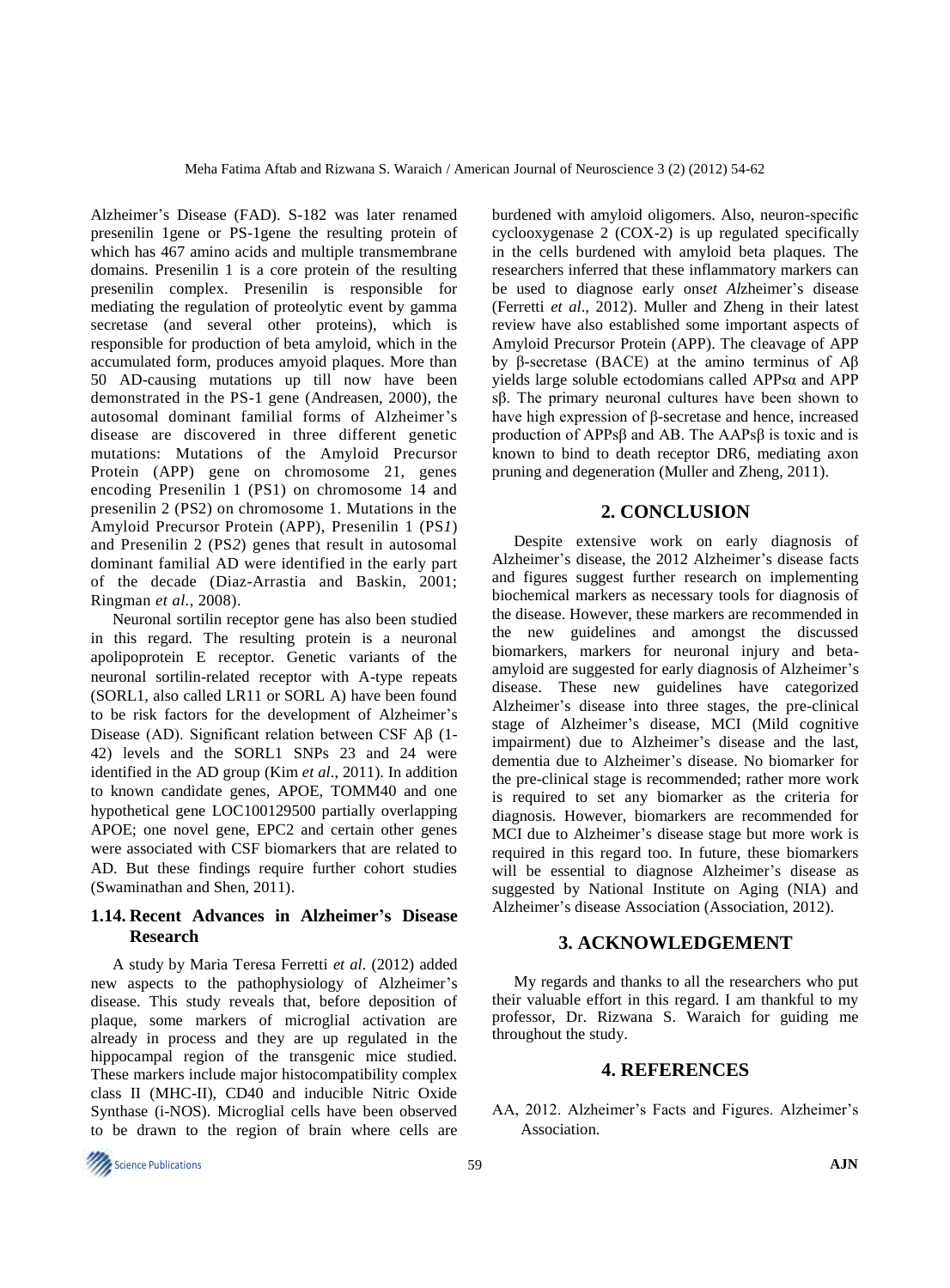Alzheimer's Disease (FAD). S-182 was later renamed presenilin 1gene or PS-1gene the resulting protein of which has 467 amino acids and multiple transmembrane domains. Presenilin 1 is a core protein of the resulting presenilin complex. Presenilin is responsible for mediating the regulation of proteolytic event by gamma secretase (and several other proteins), which is responsible for production of beta amyloid, which in the accumulated form, produces amyoid plaques. More than 50 AD-causing mutations up till now have been demonstrated in the PS-1 gene (Andreasen, 2000), the autosomal dominant familial forms of Alzheimer's disease are discovered in three different genetic mutations: Mutations of the Amyloid Precursor Protein (APP) gene on chromosome 21, genes encoding Presenilin 1 (PS1) on chromosome 14 and presenilin 2 (PS2) on chromosome 1. Mutations in the Amyloid Precursor Protein (APP), Presenilin 1 (PS*1*) and Presenilin 2 (PS*2*) genes that result in autosomal dominant familial AD were identified in the early part of the decade (Diaz-Arrastia and Baskin, 2001; Ringman *et al.*, 2008).

Neuronal sortilin receptor gene has also been studied in this regard. The resulting protein is a neuronal apolipoprotein E receptor. Genetic variants of the neuronal sortilin-related receptor with A-type repeats (SORL1, also called LR11 or SORL A) have been found to be risk factors for the development of Alzheimer's Disease (AD). Significant relation between CSF Aβ (1-42) levels and the SORL1 SNPs 23 and 24 were identified in the AD group (Kim *et al*., 2011). In addition to known candidate genes, APOE, TOMM40 and one hypothetical gene LOC100129500 partially overlapping APOE; one novel gene, EPC2 and certain other genes were associated with CSF biomarkers that are related to AD. But these findings require further cohort studies (Swaminathan and Shen, 2011).

### 1.14. Recent Advances in Alzheimer's Disease Research

A study by Maria Teresa Ferretti *et al*. (2012) added new aspects to the pathophysiology of Alzheimer's disease. This study reveals that, before deposition of plaque, some markers of microglial activation are already in process and they are up regulated in the hippocampal region of the transgenic mice studied. These markers include major histocompatibility complex class II (MHC-II), CD40 and inducible Nitric Oxide Synthase (i-NOS). Microglial cells have been observed to be drawn to the region of brain where cells are burdened with amyloid oligomers. Also, neuron-specific cyclooxygenase 2 (COX-2) is up regulated specifically in the cells burdened with amyloid beta plaques. The researchers inferred that these inflammatory markers can be used to diagnose early ons*et Al*zheimer's disease (Ferretti *et al*., 2012). Muller and Zheng in their latest review have also established some important aspects of Amyloid Precursor Protein (APP). The cleavage of APP by β-secretase (BACE) at the amino terminus of Aβ yields large soluble ectodomians called APPsα and APP sβ. The primary neuronal cultures have been shown to have high expression of β-secretase and hence, increased production of APPsβ and AB. The AAPsβ is toxic and is known to bind to death receptor DR6, mediating axon pruning and degeneration (Muller and Zheng, 2011).

## 2. CONCLUSION

Despite extensive work on early diagnosis of Alzheimer's disease, the 2012 Alzheimer's disease facts and figures suggest further research on implementing biochemical markers as necessary tools for diagnosis of the disease. However, these markers are recommended in the new guidelines and amongst the discussed biomarkers, markers for neuronal injury and beta-amyloid are suggested for early diagnosis of Alzheimer's disease. These new guidelines have categorized Alzheimer's disease into three stages, the pre-clinical stage of Alzheimer's disease, MCI (Mild cognitive impairment) due to Alzheimer's disease and the last, dementia due to Alzheimer's disease. No biomarker for the pre-clinical stage is recommended; rather more work is required to set any biomarker as the criteria for diagnosis. However, biomarkers are recommended for MCI due to Alzheimer's disease stage but more work is required in this regard too. In future, these biomarkers will be essential to diagnose Alzheimer's disease as suggested by National Institute on Aging (NIA) and Alzheimer's disease Association (Association, 2012).

## 3. ACKNOWLEDGEMENT

My regards and thanks to all the researchers who put their valuable effort in this regard. I am thankful to my professor, Dr. Rizwana S. Waraich for guiding me throughout the study.

## 4. REFERENCES

AA, 2012. Alzheimer's Facts and Figures. Alzheimer's Association.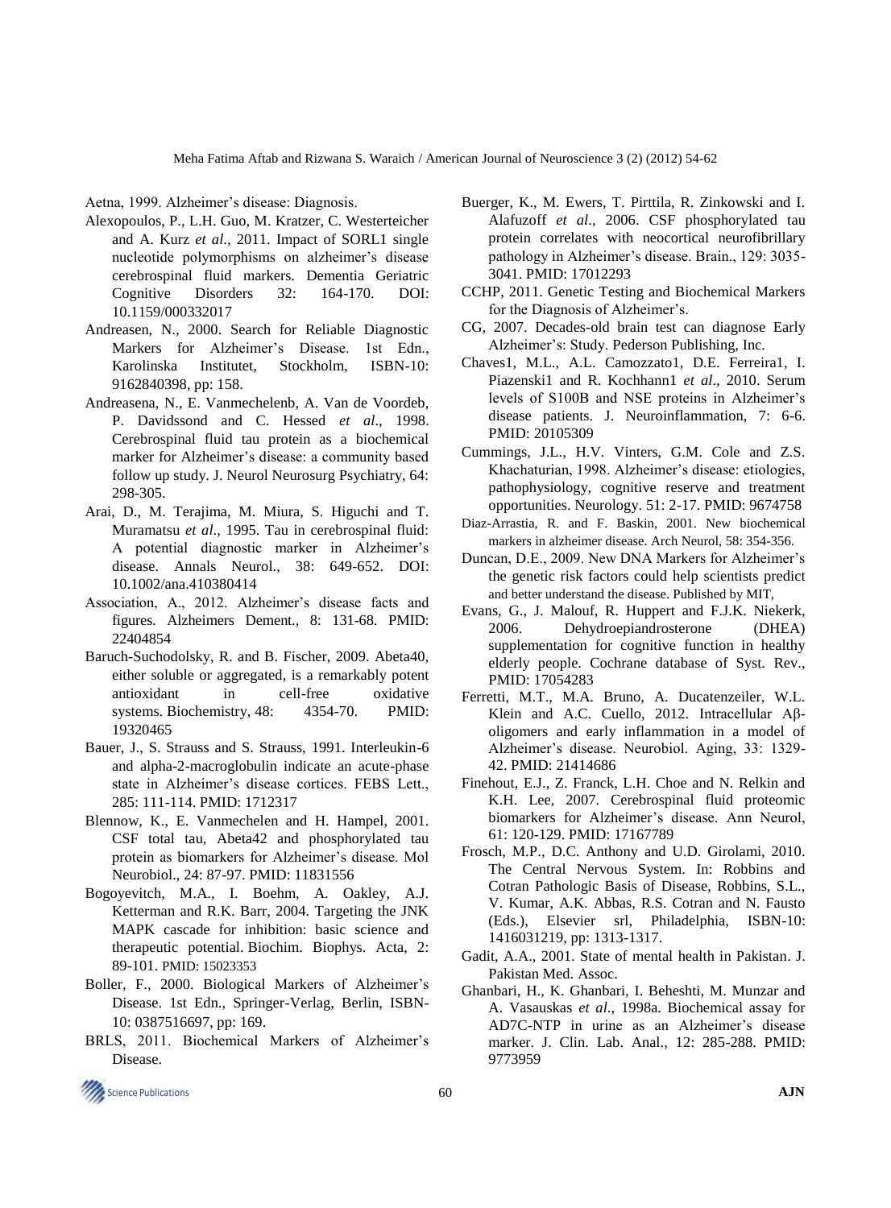Aetna, 1999. Alzheimer's disease: Diagnosis.

Alexopoulos, P., L.H. Guo, M. Kratzer, C. Westerteicher and A. Kurz *et al*., 2011. Impact of SORL1 single nucleotide polymorphisms on alzheimer's disease cerebrospinal fluid markers. Dementia Geriatric Cognitive Disorders 32: 164-170. DOI: 10.1159/000332017

Andreasen, N., 2000. Search for Reliable Diagnostic Markers for Alzheimer's Disease. 1st Edn., Karolinska Institutet, Stockholm, ISBN-10: 9162840398, pp: 158.

Andreasena, N., E. Vanmechelenb, A. Van de Voordeb, P. Davidssond and C. Hessed *et al*., 1998. Cerebrospinal fluid tau protein as a biochemical marker for Alzheimer's disease: a community based follow up study. J. Neurol Neurosurg Psychiatry, 64: 298-305.

Arai, D., M. Terajima, M. Miura, S. Higuchi and T. Muramatsu *et al*., 1995. Tau in cerebrospinal fluid: A potential diagnostic marker in Alzheimer's disease. Annals Neurol., 38: 649-652. DOI: 10.1002/ana.410380414

Association, A., 2012. Alzheimer's disease facts and figures. Alzheimers Dement., 8: 131-68. PMID: 22404854

Baruch-Suchodolsky, R. and B. Fischer, 2009. Abeta40, either soluble or aggregated, is a remarkably potent antioxidant in cell-free oxidative systems. Biochemistry, 48: 4354-70. PMID: 19320465

Bauer, J., S. Strauss and S. Strauss, 1991. Interleukin-6 and alpha-2-macroglobulin indicate an acute-phase state in Alzheimer's disease cortices. FEBS Lett., 285: 111-114. PMID: 1712317

Blennow, K., E. Vanmechelen and H. Hampel, 2001. CSF total tau, Abeta42 and phosphorylated tau protein as biomarkers for Alzheimer's disease. Mol Neurobiol., 24: 87-97. PMID: 11831556

Bogoyevitch, M.A., I. Boehm, A. Oakley, A.J. Ketterman and R.K. Barr, 2004. Targeting the JNK MAPK cascade for inhibition: basic science and therapeutic potential. Biochim. Biophys. Acta, 2: 89-101. PMID: 15023353

Boller, F., 2000. Biological Markers of Alzheimer's Disease. 1st Edn., Springer-Verlag, Berlin, ISBN-10: 0387516697, pp: 169.

BRLS, 2011. Biochemical Markers of Alzheimer's Disease.

Buerger, K., M. Ewers, T. Pirttila, R. Zinkowski and I. Alafuzoff *et al*., 2006. CSF phosphorylated tau protein correlates with neocortical neurofibrillary pathology in Alzheimer's disease. Brain., 129: 3035-3041. PMID: 17012293

CCHP, 2011. Genetic Testing and Biochemical Markers for the Diagnosis of Alzheimer's.

CG, 2007. Decades-old brain test can diagnose Early Alzheimer's: Study. Pederson Publishing, Inc.

Chaves1, M.L., A.L. Camozzato1, D.E. Ferreira1, I. Piazenski1 and R. Kochhann1 *et al*., 2010. Serum levels of S100B and NSE proteins in Alzheimer's disease patients. J. Neuroinflammation, 7: 6-6. PMID: 20105309

Cummings, J.L., H.V. Vinters, G.M. Cole and Z.S. Khachaturian, 1998. Alzheimer's disease: etiologies, pathophysiology, cognitive reserve and treatment opportunities. Neurology. 51: 2-17. PMID: 9674758

Diaz-Arrastia, R. and F. Baskin, 2001. New biochemical markers in alzheimer disease. Arch Neurol, 58: 354-356.

Duncan, D.E., 2009. New DNA Markers for Alzheimer's the genetic risk factors could help scientists predict and better understand the disease. Published by MIT,

Evans, G., J. Malouf, R. Huppert and F.J.K. Niekerk, 2006. Dehydroepiandrosterone (DHEA) supplementation for cognitive function in healthy elderly people. Cochrane database of Syst. Rev., PMID: 17054283

Ferretti, M.T., M.A. Bruno, A. Ducatenzeiler, W.L. Klein and A.C. Cuello, 2012. Intracellular Aβ-oligomers and early inflammation in a model of Alzheimer's disease. Neurobiol. Aging, 33: 1329-42. PMID: 21414686

Finehout, E.J., Z. Franck, L.H. Choe and N. Relkin and K.H. Lee, 2007. Cerebrospinal fluid proteomic biomarkers for Alzheimer's disease. Ann Neurol, 61: 120-129. PMID: 17167789

Frosch, M.P., D.C. Anthony and U.D. Girolami, 2010. The Central Nervous System. In: Robbins and Cotran Pathologic Basis of Disease, Robbins, S.L., V. Kumar, A.K. Abbas, R.S. Cotran and N. Fausto (Eds.), Elsevier srl, Philadelphia, ISBN-10: 1416031219, pp: 1313-1317.

Gadit, A.A., 2001. State of mental health in Pakistan. J. Pakistan Med. Assoc.

Ghanbari, H., K. Ghanbari, I. Beheshti, M. Munzar and A. Vasauskas *et al*., 1998a. Biochemical assay for AD7C-NTP in urine as an Alzheimer's disease marker. J. Clin. Lab. Anal., 12: 285-288. PMID: 9773959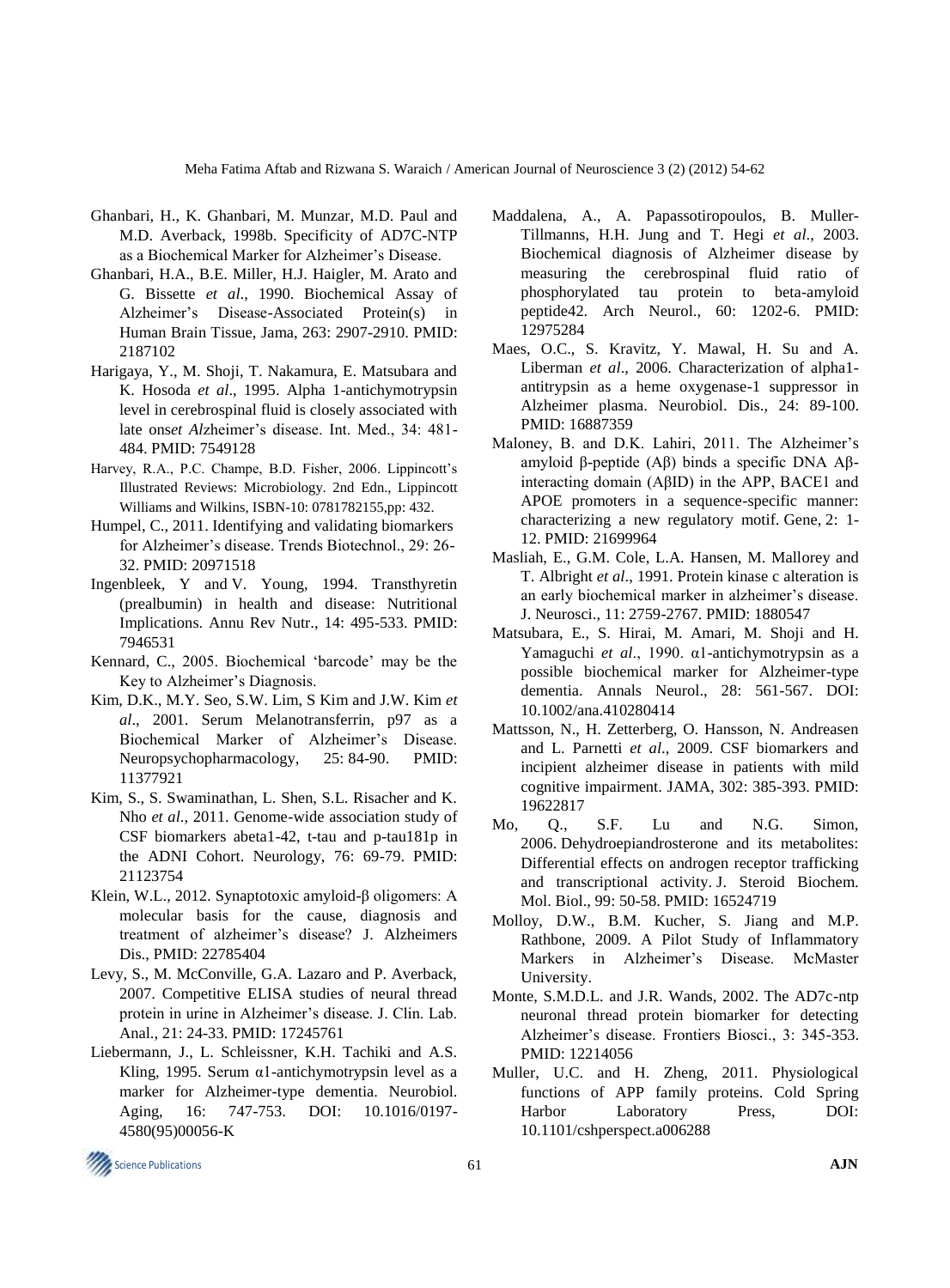Ghanbari, H., K. Ghanbari, M. Munzar, M.D. Paul and M.D. Averback, 1998b. Specificity of AD7C-NTP as a Biochemical Marker for Alzheimer's Disease.

Ghanbari, H.A., B.E. Miller, H.J. Haigler, M. Arato and G. Bissette *et al*., 1990. Biochemical Assay of Alzheimer's Disease-Associated Protein(s) in Human Brain Tissue, Jama, 263: 2907-2910. PMID: 2187102

Harigaya, Y., M. Shoji, T. Nakamura, E. Matsubara and K. Hosoda *et al*., 1995. Alpha 1-antichymotrypsin level in cerebrospinal fluid is closely associated with late ons*et Al*zheimer's disease. Int. Med., 34: 481-484. PMID: 7549128

Harvey, R.A., P.C. Champe, B.D. Fisher, 2006. Lippincott's Illustrated Reviews: Microbiology. 2nd Edn., Lippincott Williams and Wilkins, ISBN-10: 0781782155,pp: 432.

Humpel, C., 2011. Identifying and validating biomarkers for Alzheimer's disease. Trends Biotechnol., 29: 26-32. PMID: 20971518

Ingenbleek, Y and V. Young, 1994. Transthyretin (prealbumin) in health and disease: Nutritional Implications. Annu Rev Nutr., 14: 495-533. PMID: 7946531

Kennard, C., 2005. Biochemical 'barcode' may be the Key to Alzheimer's Diagnosis.

Kim, D.K., M.Y. Seo, S.W. Lim, S Kim and J.W. Kim *et al*., 2001. Serum Melanotransferrin, p97 as a Biochemical Marker of Alzheimer's Disease. Neuropsychopharmacology, 25: 84-90. PMID: 11377921

Kim, S., S. Swaminathan, L. Shen, S.L. Risacher and K. Nho *et al*., 2011. Genome-wide association study of CSF biomarkers abeta1-42, t-tau and p-tau181p in the ADNI Cohort. Neurology, 76: 69-79. PMID: 21123754

Klein, W.L., 2012. Synaptotoxic amyloid-β oligomers: A molecular basis for the cause, diagnosis and treatment of alzheimer's disease? J. Alzheimers Dis., PMID: 22785404

Levy, S., M. McConville, G.A. Lazaro and P. Averback, 2007. Competitive ELISA studies of neural thread protein in urine in Alzheimer's disease. J. Clin. Lab. Anal., 21: 24-33. PMID: 17245761

Liebermann, J., L. Schleissner, K.H. Tachiki and A.S. Kling, 1995. Serum α1-antichymotrypsin level as a marker for Alzheimer-type dementia. Neurobiol. Aging, 16: 747-753. DOI: 10.1016/0197-4580(95)00056-K

Maddalena, A., A. Papassotiropoulos, B. Muller-Tillmanns, H.H. Jung and T. Hegi *et al*., 2003. Biochemical diagnosis of Alzheimer disease by measuring the cerebrospinal fluid ratio of phosphorylated tau protein to beta-amyloid peptide42. Arch Neurol., 60: 1202-6. PMID: 12975284

Maes, O.C., S. Kravitz, Y. Mawal, H. Su and A. Liberman *et al*., 2006. Characterization of alpha1-antitrypsin as a heme oxygenase-1 suppressor in Alzheimer plasma. Neurobiol. Dis., 24: 89-100. PMID: 16887359

Maloney, B. and D.K. Lahiri, 2011. The Alzheimer's amyloid β-peptide (Aβ) binds a specific DNA Aβ-interacting domain (AβID) in the APP, BACE1 and APOE promoters in a sequence-specific manner: characterizing a new regulatory motif. Gene, 2: 1-12. PMID: 21699964

Masliah, E., G.M. Cole, L.A. Hansen, M. Mallorey and T. Albright *et al*., 1991. Protein kinase c alteration is an early biochemical marker in alzheimer's disease. J. Neurosci., 11: 2759-2767. PMID: 1880547

Matsubara, E., S. Hirai, M. Amari, M. Shoji and H. Yamaguchi *et al*., 1990. α1-antichymotrypsin as a possible biochemical marker for Alzheimer-type dementia. Annals Neurol., 28: 561-567. DOI: 10.1002/ana.410280414

Mattsson, N., H. Zetterberg, O. Hansson, N. Andreasen and L. Parnetti *et al*., 2009. CSF biomarkers and incipient alzheimer disease in patients with mild cognitive impairment. JAMA, 302: 385-393. PMID: 19622817

Mo, Q., S.F. Lu and N.G. Simon, 2006. Dehydroepiandrosterone and its metabolites: Differential effects on androgen receptor trafficking and transcriptional activity. J. Steroid Biochem. Mol. Biol., 99: 50-58. PMID: 16524719

Molloy, D.W., B.M. Kucher, S. Jiang and M.P. Rathbone, 2009. A Pilot Study of Inflammatory Markers in Alzheimer's Disease. McMaster University.

Monte, S.M.D.L. and J.R. Wands, 2002. The AD7c-ntp neuronal thread protein biomarker for detecting Alzheimer's disease. Frontiers Biosci., 3: 345-353. PMID: 12214056

Muller, U.C. and H. Zheng, 2011. Physiological functions of APP family proteins. Cold Spring Harbor Laboratory Press, DOI: 10.1101/cshperspect.a006288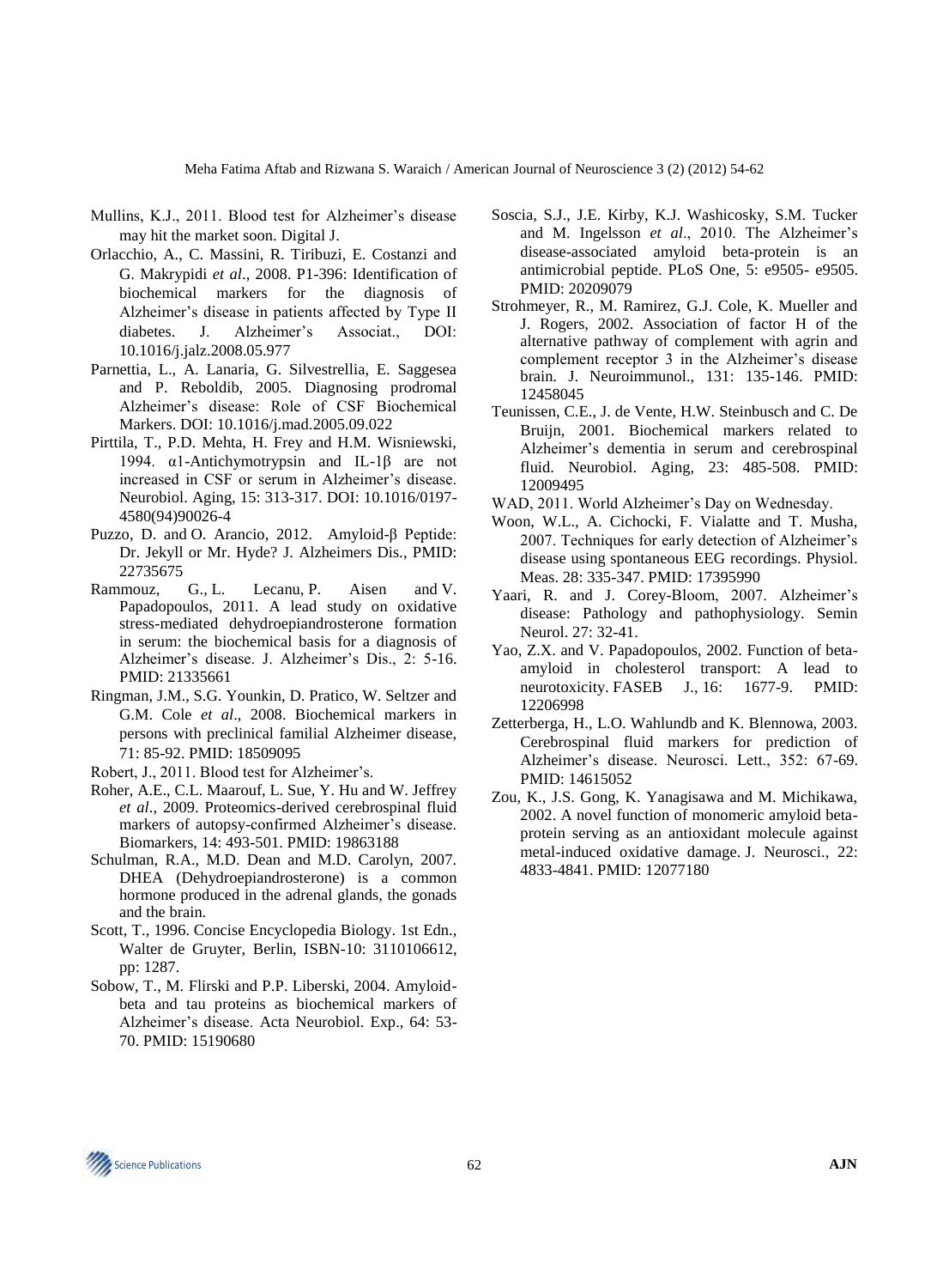Mullins, K.J., 2011. Blood test for Alzheimer's disease may hit the market soon. Digital J.

Orlacchio, A., C. Massini, R. Tiribuzi, E. Costanzi and G. Makrypidi *et al*., 2008. P1-396: Identification of biochemical markers for the diagnosis of Alzheimer's disease in patients affected by Type II diabetes. J. Alzheimer's Associat., DOI: 10.1016/j.jalz.2008.05.977

Parnettia, L., A. Lanaria, G. Silvestrellia, E. Saggesea and P. Reboldib, 2005. Diagnosing prodromal Alzheimer's disease: Role of CSF Biochemical Markers. DOI: 10.1016/j.mad.2005.09.022

Pirttila, T., P.D. Mehta, H. Frey and H.M. Wisniewski, 1994. α1-Antichymotrypsin and IL-1β are not increased in CSF or serum in Alzheimer's disease. Neurobiol. Aging, 15: 313-317. DOI: 10.1016/0197-4580(94)90026-4

Puzzo, D. and O. Arancio, 2012. Amyloid-β Peptide: Dr. Jekyll or Mr. Hyde? J. Alzheimers Dis., PMID: 22735675

Rammouz, G., L. Lecanu, P. Aisen and V. Papadopoulos, 2011. A lead study on oxidative stress-mediated dehydroepiandrosterone formation in serum: the biochemical basis for a diagnosis of Alzheimer's disease. J. Alzheimer's Dis., 2: 5-16. PMID: 21335661

Ringman, J.M., S.G. Younkin, D. Pratico, W. Seltzer and G.M. Cole *et al*., 2008. Biochemical markers in persons with preclinical familial Alzheimer disease, 71: 85-92. PMID: 18509095

Robert, J., 2011. Blood test for Alzheimer's.

Roher, A.E., C.L. Maarouf, L. Sue, Y. Hu and W. Jeffrey *et al*., 2009. Proteomics-derived cerebrospinal fluid markers of autopsy-confirmed Alzheimer's disease. Biomarkers, 14: 493-501. PMID: 19863188

Schulman, R.A., M.D. Dean and M.D. Carolyn, 2007. DHEA (Dehydroepiandrosterone) is a common hormone produced in the adrenal glands, the gonads and the brain.

Scott, T., 1996. Concise Encyclopedia Biology. 1st Edn., Walter de Gruyter, Berlin, ISBN-10: 3110106612, pp: 1287.

Sobow, T., M. Flirski and P.P. Liberski, 2004. Amyloid-beta and tau proteins as biochemical markers of Alzheimer's disease. Acta Neurobiol. Exp., 64: 53-70. PMID: 15190680

Soscia, S.J., J.E. Kirby, K.J. Washicosky, S.M. Tucker and M. Ingelsson *et al*., 2010. The Alzheimer's disease-associated amyloid beta-protein is an antimicrobial peptide. PLoS One, 5: e9505- e9505. PMID: 20209079

Strohmeyer, R., M. Ramirez, G.J. Cole, K. Mueller and J. Rogers, 2002. Association of factor H of the alternative pathway of complement with agrin and complement receptor 3 in the Alzheimer's disease brain. J. Neuroimmunol., 131: 135-146. PMID: 12458045

Teunissen, C.E., J. de Vente, H.W. Steinbusch and C. De Bruijn, 2001. Biochemical markers related to Alzheimer's dementia in serum and cerebrospinal fluid. Neurobiol. Aging, 23: 485-508. PMID: 12009495

WAD, 2011. World Alzheimer's Day on Wednesday.

Woon, W.L., A. Cichocki, F. Vialatte and T. Musha, 2007. Techniques for early detection of Alzheimer's disease using spontaneous EEG recordings. Physiol. Meas. 28: 335-347. PMID: 17395990

Yaari, R. and J. Corey-Bloom, 2007. Alzheimer's disease: Pathology and pathophysiology. Semin Neurol. 27: 32-41.

Yao, Z.X. and V. Papadopoulos, 2002. Function of beta-amyloid in cholesterol transport: A lead to neurotoxicity. FASEB J., 16: 1677-9. PMID: 12206998

Zetterberga, H., L.O. Wahlundb and K. Blennowa, 2003. Cerebrospinal fluid markers for prediction of Alzheimer's disease. Neurosci. Lett., 352: 67-69. PMID: 14615052

Zou, K., J.S. Gong, K. Yanagisawa and M. Michikawa, 2002. A novel function of monomeric amyloid beta-protein serving as an antioxidant molecule against metal-induced oxidative damage. J. Neurosci., 22: 4833-4841. PMID: 12077180